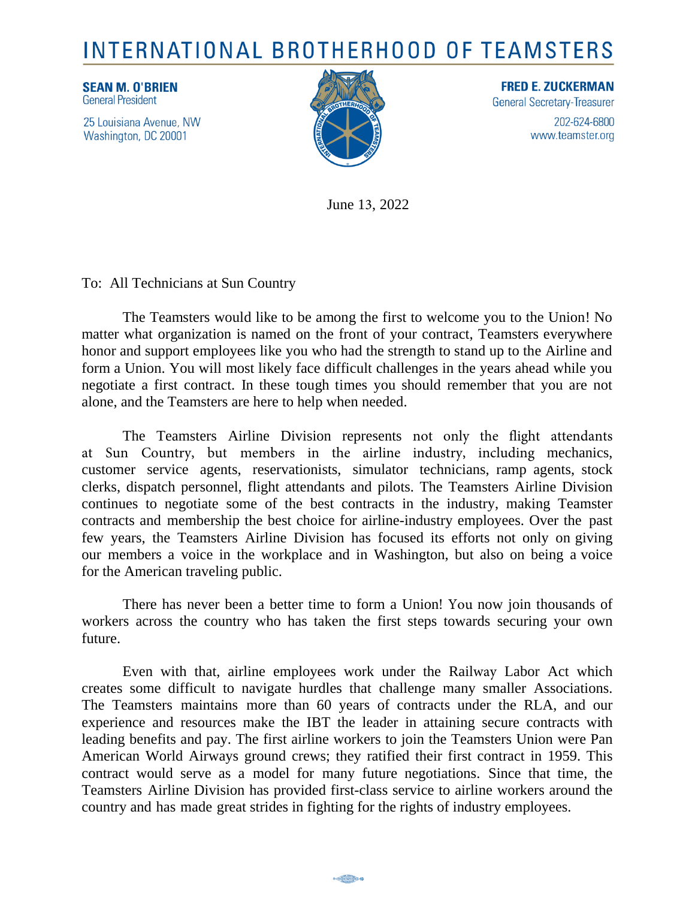# INTERNATIONAL BROTHERHOOD OF TEAMSTERS

**SEAN M. O'BRIEN**
General President

25 Louisiana Avenue, NW
Washington, DC 20001

**FRED E. ZUCKERMAN**
General Secretary-Treasurer

202-624-6800
www.teamster.org

June 13, 2022

To: All Technicians at Sun Country

The Teamsters would like to be among the first to welcome you to the Union! No matter what organization is named on the front of your contract, Teamsters everywhere honor and support employees like you who had the strength to stand up to the Airline and form a Union. You will most likely face difficult challenges in the years ahead while you negotiate a first contract. In these tough times you should remember that you are not alone, and the Teamsters are here to help when needed.

The Teamsters Airline Division represents not only the flight attendants at Sun Country, but members in the airline industry, including mechanics, customer service agents, reservationists, simulator technicians, ramp agents, stock clerks, dispatch personnel, flight attendants and pilots. The Teamsters Airline Division continues to negotiate some of the best contracts in the industry, making Teamster contracts and membership the best choice for airline-industry employees. Over the past few years, the Teamsters Airline Division has focused its efforts not only on giving our members a voice in the workplace and in Washington, but also on being a voice for the American traveling public.

There has never been a better time to form a Union! You now join thousands of workers across the country who has taken the first steps towards securing your own future.

Even with that, airline employees work under the Railway Labor Act which creates some difficult to navigate hurdles that challenge many smaller Associations. The Teamsters maintains more than 60 years of contracts under the RLA, and our experience and resources make the IBT the leader in attaining secure contracts with leading benefits and pay. The first airline workers to join the Teamsters Union were Pan American World Airways ground crews; they ratified their first contract in 1959. This contract would serve as a model for many future negotiations. Since that time, the Teamsters Airline Division has provided first-class service to airline workers around the country and has made great strides in fighting for the rights of industry employees.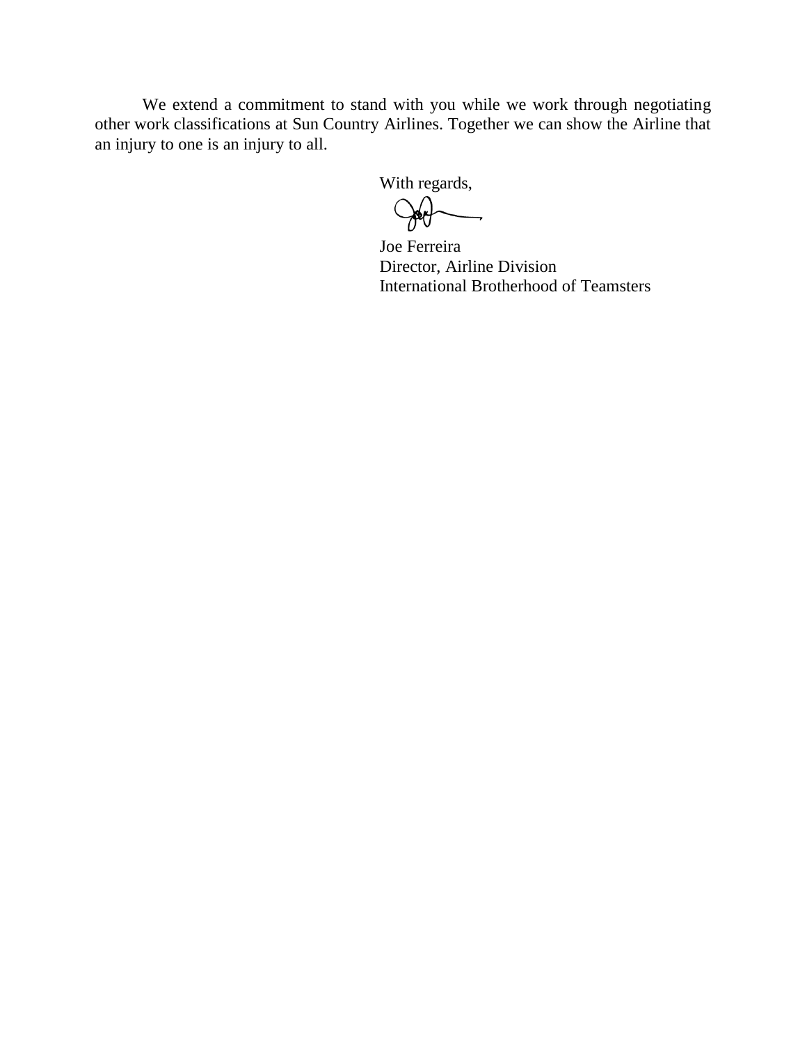We extend a commitment to stand with you while we work through negotiating other work classifications at Sun Country Airlines. Together we can show the Airline that an injury to one is an injury to all.

With regards,

Joe Ferreira  
Director, Airline Division  
International Brotherhood of Teamsters